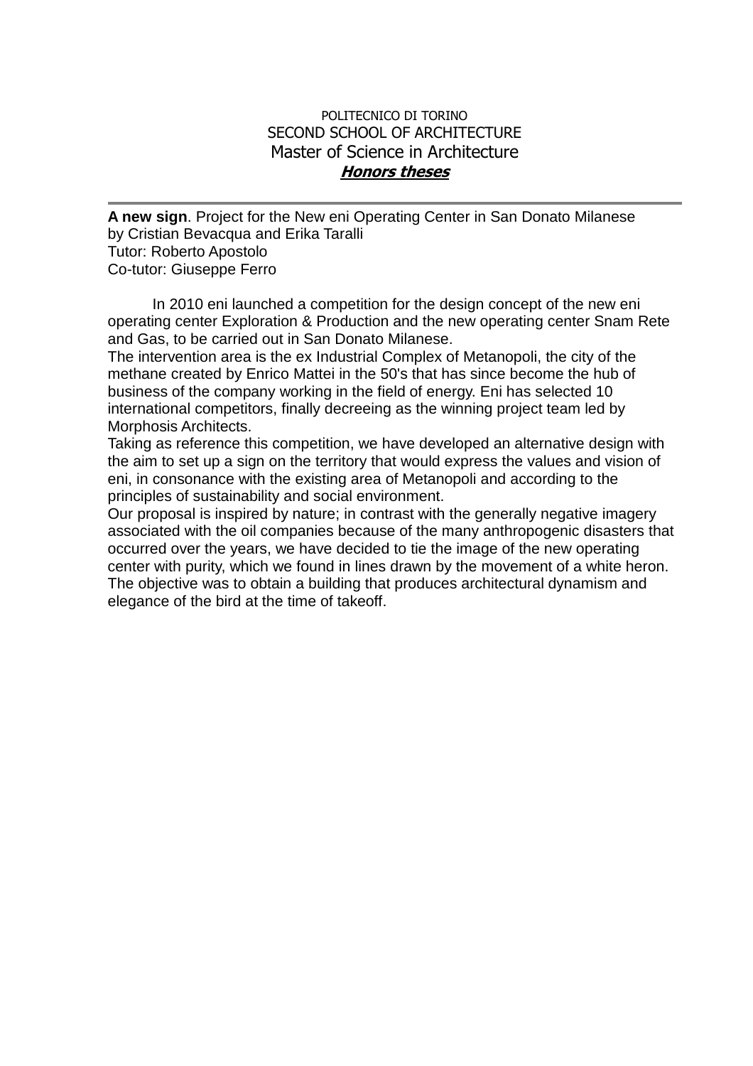POLITECNICO DI TORINO

SECOND SCHOOL OF ARCHITECTURE

Master of Science in Architecture

***Honors theses***

---

**A new sign**. Project for the New eni Operating Center in San Donato Milanese
by Cristian Bevacqua and Erika Taralli
Tutor: Roberto Apostolo
Co-tutor: Giuseppe Ferro

In 2010 eni launched a competition for the design concept of the new eni operating center Exploration & Production and the new operating center Snam Rete and Gas, to be carried out in San Donato Milanese.
The intervention area is the ex Industrial Complex of Metanopoli, the city of the methane created by Enrico Mattei in the 50's that has since become the hub of business of the company working in the field of energy. Eni has selected 10 international competitors, finally decreeing as the winning project team led by Morphosis Architects.
Taking as reference this competition, we have developed an alternative design with the aim to set up a sign on the territory that would express the values and vision of eni, in consonance with the existing area of Metanopoli and according to the principles of sustainability and social environment.
Our proposal is inspired by nature; in contrast with the generally negative imagery associated with the oil companies because of the many anthropogenic disasters that occurred over the years, we have decided to tie the image of the new operating center with purity, which we found in lines drawn by the movement of a white heron. The objective was to obtain a building that produces architectural dynamism and elegance of the bird at the time of takeoff.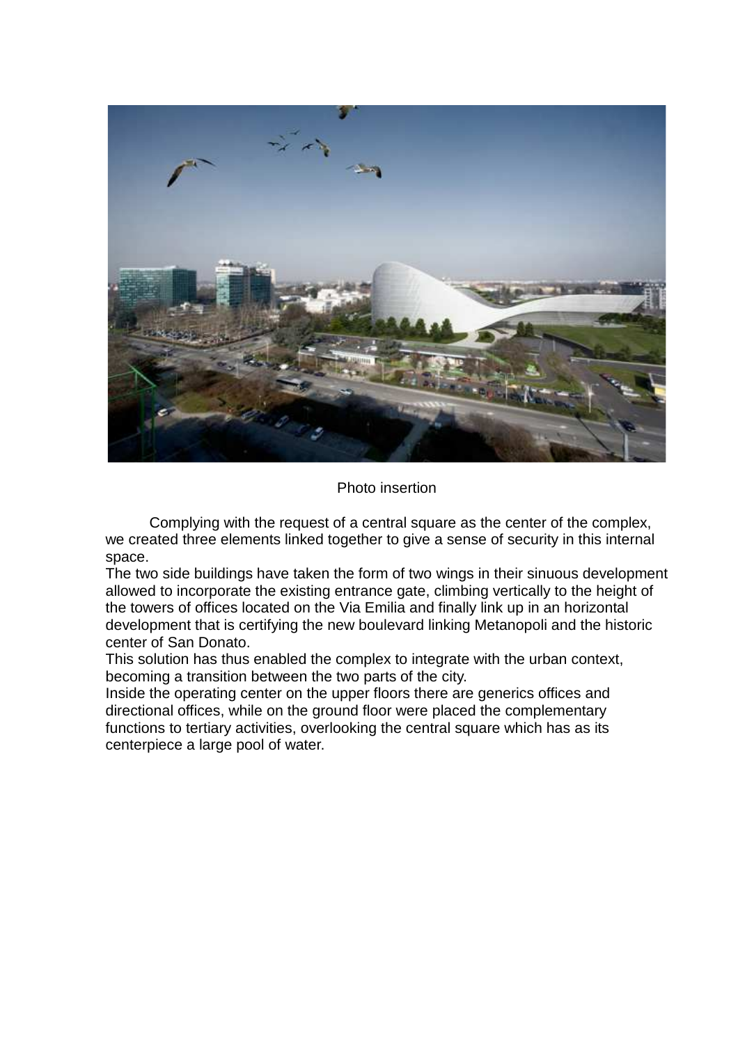Photo insertion

Complying with the request of a central square as the center of the complex, we created three elements linked together to give a sense of security in this internal space.
The two side buildings have taken the form of two wings in their sinuous development allowed to incorporate the existing entrance gate, climbing vertically to the height of the towers of offices located on the Via Emilia and finally link up in an horizontal development that is certifying the new boulevard linking Metanopoli and the historic center of San Donato.
This solution has thus enabled the complex to integrate with the urban context, becoming a transition between the two parts of the city.
Inside the operating center on the upper floors there are generics offices and directional offices, while on the ground floor were placed the complementary functions to tertiary activities, overlooking the central square which has as its centerpiece a large pool of water.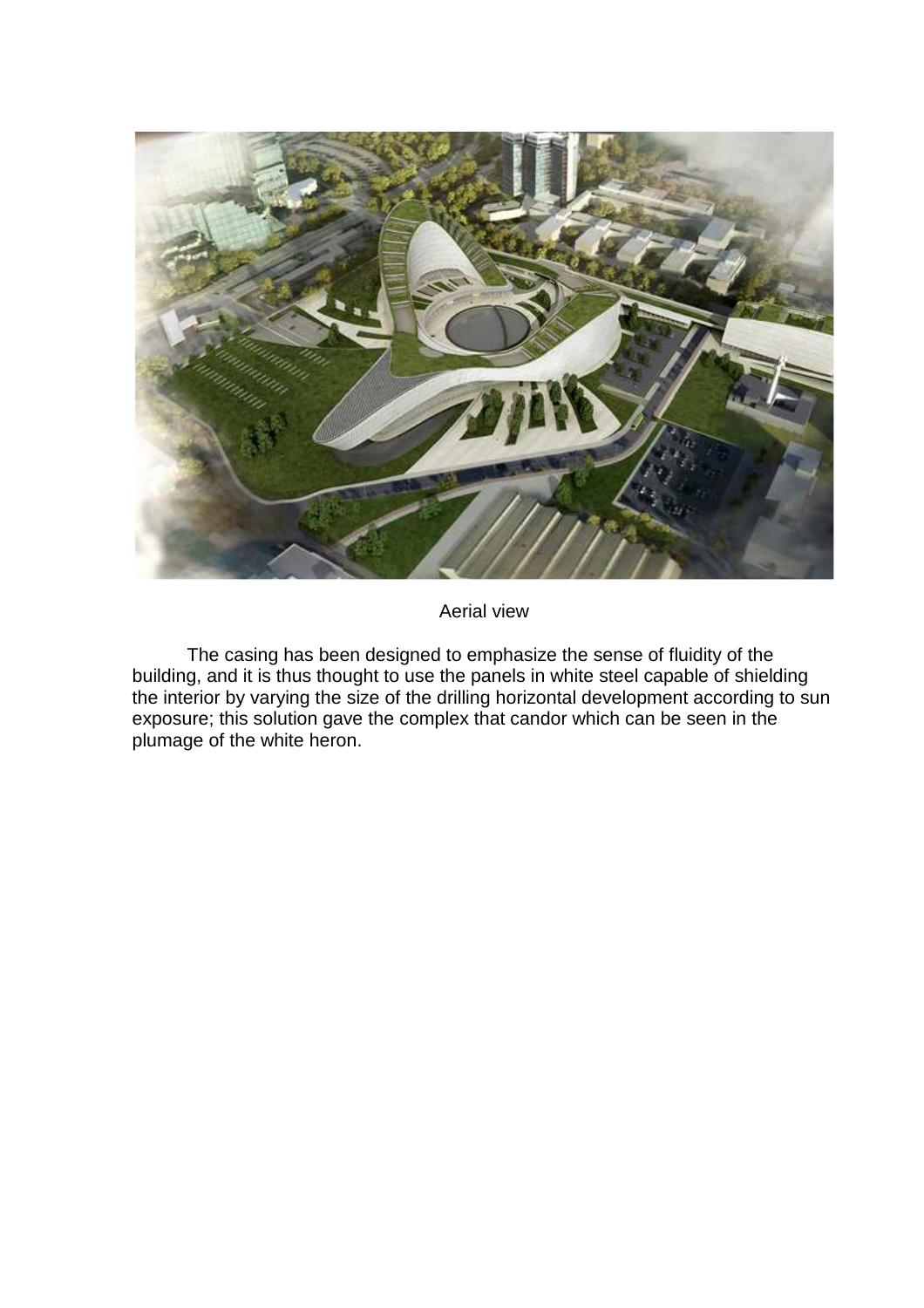Aerial view

The casing has been designed to emphasize the sense of fluidity of the building, and it is thus thought to use the panels in white steel capable of shielding the interior by varying the size of the drilling horizontal development according to sun exposure; this solution gave the complex that candor which can be seen in the plumage of the white heron.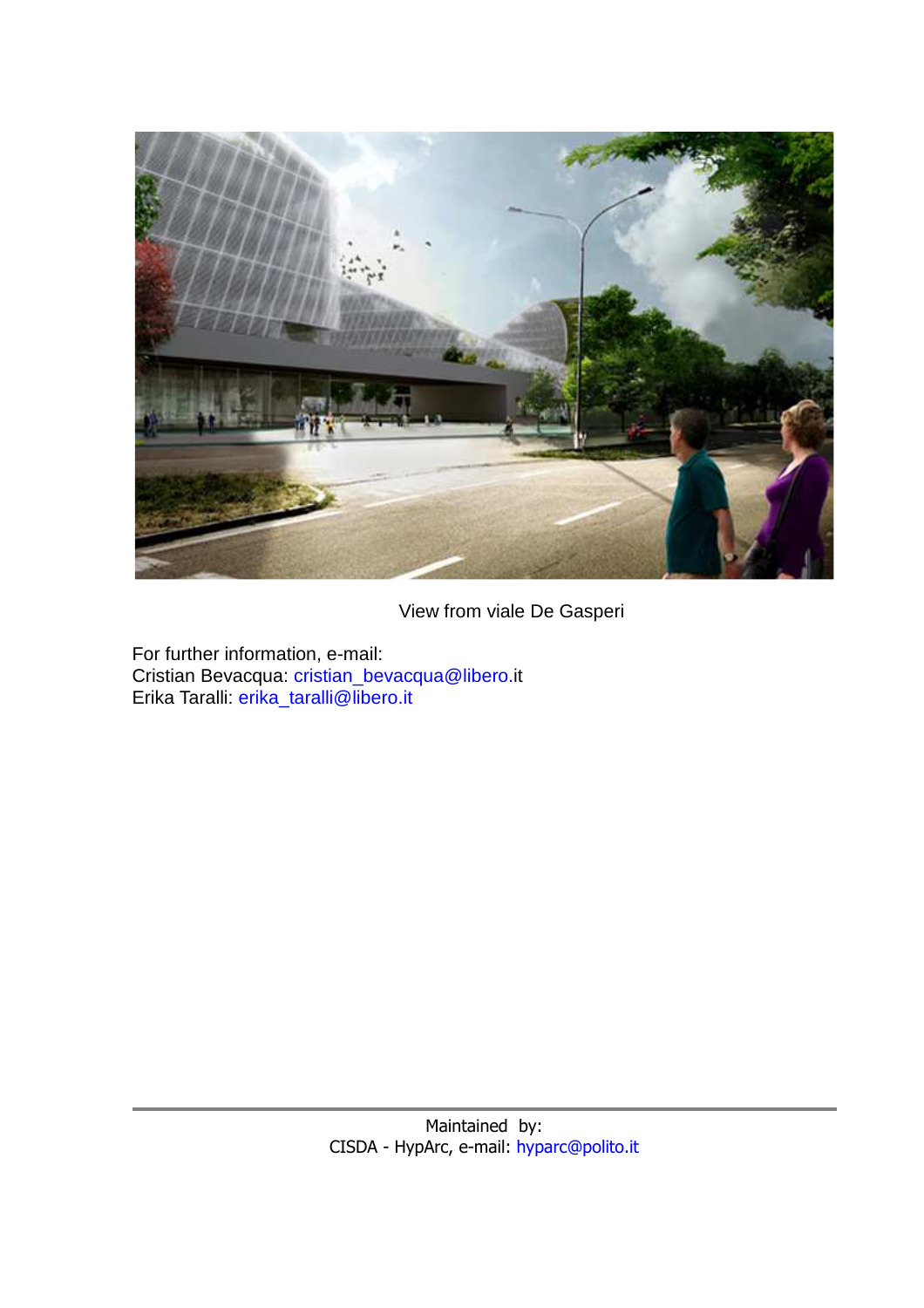View from viale De Gasperi

For further information, e-mail:
Cristian Bevacqua: cristian_bevacqua@libero.it
Erika Taralli: erika_taralli@libero.it

Maintained by:
CISDA - HypArc, e-mail: hyparc@polito.it